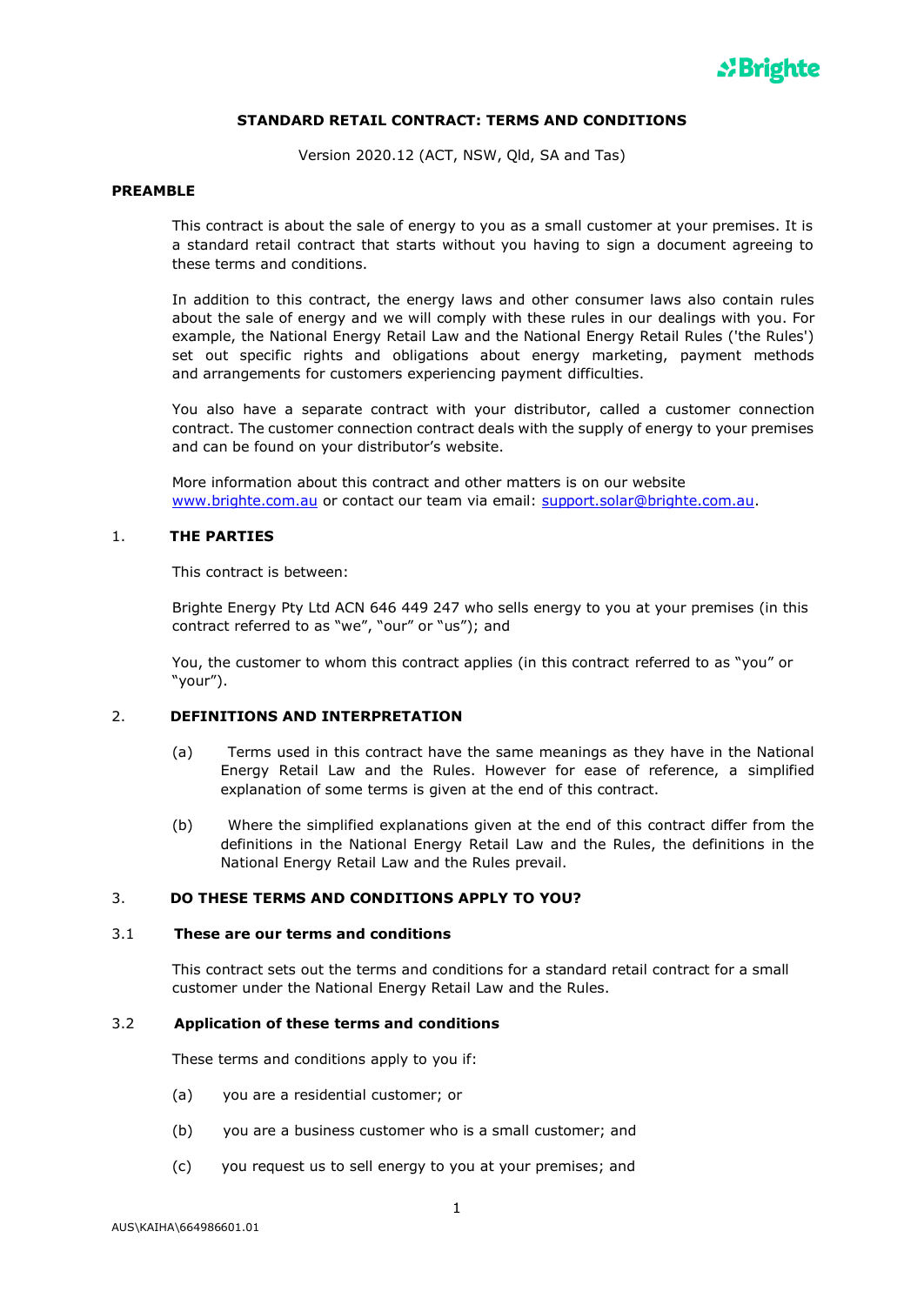# STANDARD RETAIL CONTRACT: TERMS AND CONDITIONS

Version 2020.12 (ACT, NSW, Qld, SA and Tas)

## PREAMBLE

This contract is about the sale of energy to you as a small customer at your premises. It is a standard retail contract that starts without you having to sign a document agreeing to these terms and conditions.

In addition to this contract, the energy laws and other consumer laws also contain rules about the sale of energy and we will comply with these rules in our dealings with you. For example, the National Energy Retail Law and the National Energy Retail Rules ('the Rules') set out specific rights and obligations about energy marketing, payment methods and arrangements for customers experiencing payment difficulties.

You also have a separate contract with your distributor, called a customer connection contract. The customer connection contract deals with the supply of energy to your premises and can be found on your distributor's website.

More information about this contract and other matters is on our website [www.brighte.com.au](http://www.brighte.com.au) or contact our team via email: [support.solar@brighte.com.au](mailto:support.solar@brighte.com.au).

## 1. THE PARTIES

This contract is between:

Brighte Energy Pty Ltd ACN 646 449 247 who sells energy to you at your premises (in this contract referred to as "we", "our" or "us"); and

You, the customer to whom this contract applies (in this contract referred to as "you" or "your").

## 2. DEFINITIONS AND INTERPRETATION

(a) Terms used in this contract have the same meanings as they have in the National Energy Retail Law and the Rules. However for ease of reference, a simplified explanation of some terms is given at the end of this contract.

(b) Where the simplified explanations given at the end of this contract differ from the definitions in the National Energy Retail Law and the Rules, the definitions in the National Energy Retail Law and the Rules prevail.

## 3. DO THESE TERMS AND CONDITIONS APPLY TO YOU?

### 3.1 These are our terms and conditions

This contract sets out the terms and conditions for a standard retail contract for a small customer under the National Energy Retail Law and the Rules.

### 3.2 Application of these terms and conditions

These terms and conditions apply to you if:

(a) you are a residential customer; or

(b) you are a business customer who is a small customer; and

(c) you request us to sell energy to you at your premises; and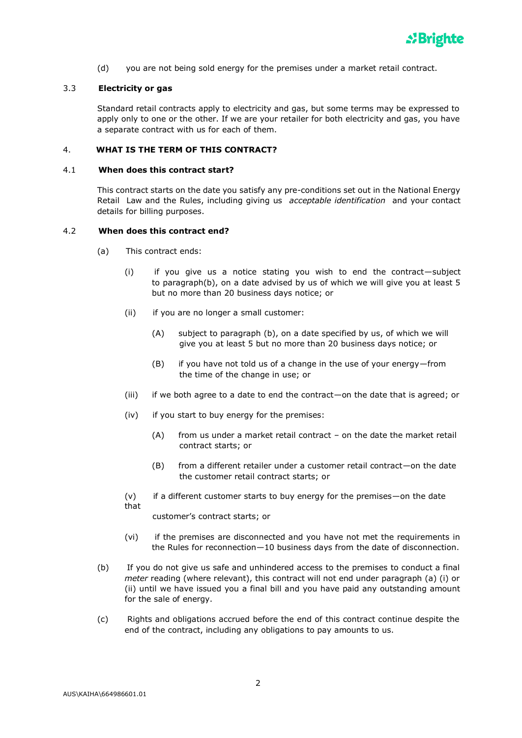(d) you are not being sold energy for the premises under a market retail contract.

### 3.3 Electricity or gas

Standard retail contracts apply to electricity and gas, but some terms may be expressed to apply only to one or the other. If we are your retailer for both electricity and gas, you have a separate contract with us for each of them.

## 4. WHAT IS THE TERM OF THIS CONTRACT?

### 4.1 When does this contract start?

This contract starts on the date you satisfy any pre-conditions set out in the National Energy Retail Law and the Rules, including giving us *acceptable identification* and your contact details for billing purposes.

### 4.2 When does this contract end?

(a) This contract ends:

(i) if you give us a notice stating you wish to end the contract—subject to paragraph(b), on a date advised by us of which we will give you at least 5 but no more than 20 business days notice; or

(ii) if you are no longer a small customer:

(A) subject to paragraph (b), on a date specified by us, of which we will give you at least 5 but no more than 20 business days notice; or

(B) if you have not told us of a change in the use of your energy—from the time of the change in use; or

(iii) if we both agree to a date to end the contract—on the date that is agreed; or

(iv) if you start to buy energy for the premises:

(A) from us under a market retail contract – on the date the market retail contract starts; or

(B) from a different retailer under a customer retail contract—on the date the customer retail contract starts; or

(v) if a different customer starts to buy energy for the premises—on the date that customer's contract starts; or

(vi) if the premises are disconnected and you have not met the requirements in the Rules for reconnection—10 business days from the date of disconnection.

(b) If you do not give us safe and unhindered access to the premises to conduct a final *meter* reading (where relevant), this contract will not end under paragraph (a) (i) or (ii) until we have issued you a final bill and you have paid any outstanding amount for the sale of energy.

(c) Rights and obligations accrued before the end of this contract continue despite the end of the contract, including any obligations to pay amounts to us.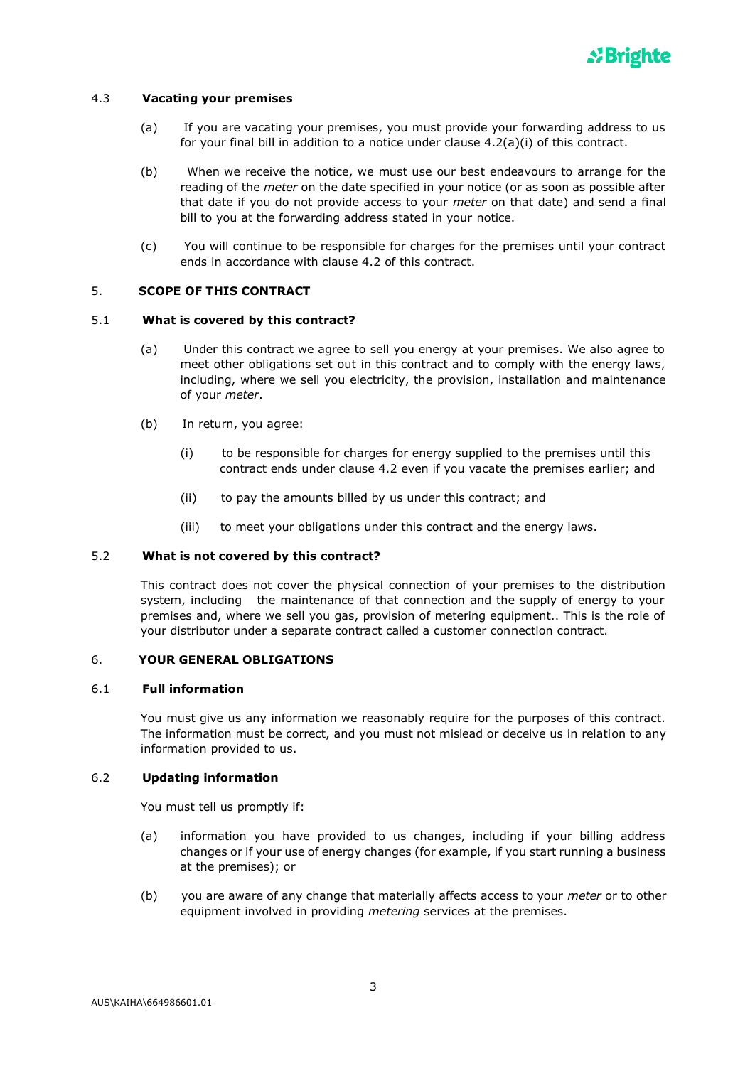### 4.3 Vacating your premises

(a) If you are vacating your premises, you must provide your forwarding address to us for your final bill in addition to a notice under clause 4.2(a)(i) of this contract.

(b) When we receive the notice, we must use our best endeavours to arrange for the reading of the *meter* on the date specified in your notice (or as soon as possible after that date if you do not provide access to your *meter* on that date) and send a final bill to you at the forwarding address stated in your notice.

(c) You will continue to be responsible for charges for the premises until your contract ends in accordance with clause 4.2 of this contract.

## 5. SCOPE OF THIS CONTRACT

### 5.1 What is covered by this contract?

(a) Under this contract we agree to sell you energy at your premises. We also agree to meet other obligations set out in this contract and to comply with the energy laws, including, where we sell you electricity, the provision, installation and maintenance of your *meter*.

(b) In return, you agree:

(i) to be responsible for charges for energy supplied to the premises until this contract ends under clause 4.2 even if you vacate the premises earlier; and

(ii) to pay the amounts billed by us under this contract; and

(iii) to meet your obligations under this contract and the energy laws.

### 5.2 What is not covered by this contract?

This contract does not cover the physical connection of your premises to the distribution system, including the maintenance of that connection and the supply of energy to your premises and, where we sell you gas, provision of metering equipment.. This is the role of your distributor under a separate contract called a customer connection contract.

## 6. YOUR GENERAL OBLIGATIONS

### 6.1 Full information

You must give us any information we reasonably require for the purposes of this contract. The information must be correct, and you must not mislead or deceive us in relation to any information provided to us.

### 6.2 Updating information

You must tell us promptly if:

(a) information you have provided to us changes, including if your billing address changes or if your use of energy changes (for example, if you start running a business at the premises); or

(b) you are aware of any change that materially affects access to your *meter* or to other equipment involved in providing *metering* services at the premises.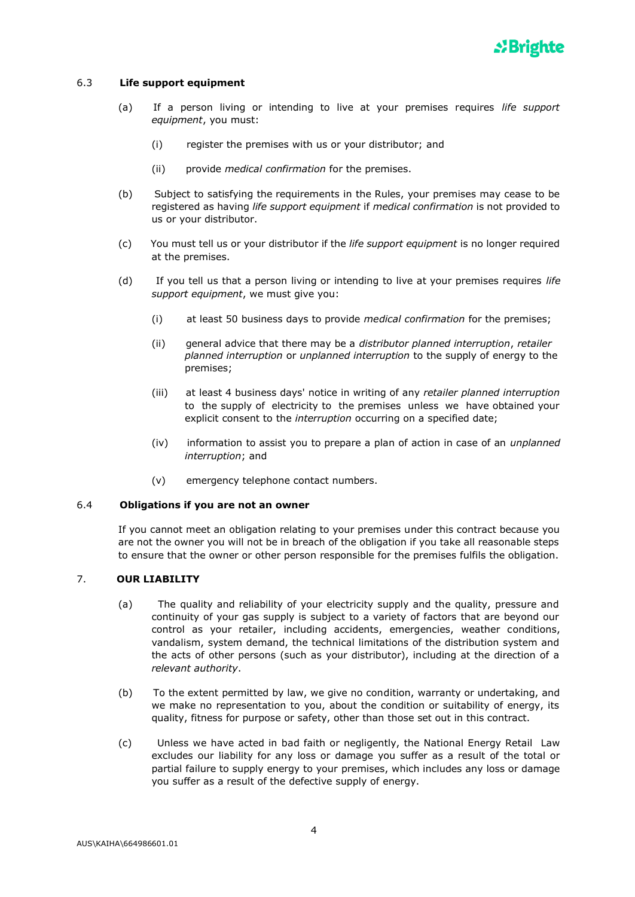### 6.3 Life support equipment

(a) If a person living or intending to live at your premises requires *life support equipment*, you must:

(i) register the premises with us or your distributor; and

(ii) provide *medical confirmation* for the premises.

(b) Subject to satisfying the requirements in the Rules, your premises may cease to be registered as having *life support equipment* if *medical confirmation* is not provided to us or your distributor.

(c) You must tell us or your distributor if the *life support equipment* is no longer required at the premises.

(d) If you tell us that a person living or intending to live at your premises requires *life support equipment*, we must give you:

(i) at least 50 business days to provide *medical confirmation* for the premises;

(ii) general advice that there may be a *distributor planned interruption*, *retailer planned interruption* or *unplanned interruption* to the supply of energy to the premises;

(iii) at least 4 business days' notice in writing of any *retailer planned interruption* to the supply of electricity to the premises unless we have obtained your explicit consent to the *interruption* occurring on a specified date;

(iv) information to assist you to prepare a plan of action in case of an *unplanned interruption*; and

(v) emergency telephone contact numbers.

### 6.4 Obligations if you are not an owner

If you cannot meet an obligation relating to your premises under this contract because you are not the owner you will not be in breach of the obligation if you take all reasonable steps to ensure that the owner or other person responsible for the premises fulfils the obligation.

## 7. OUR LIABILITY

(a) The quality and reliability of your electricity supply and the quality, pressure and continuity of your gas supply is subject to a variety of factors that are beyond our control as your retailer, including accidents, emergencies, weather conditions, vandalism, system demand, the technical limitations of the distribution system and the acts of other persons (such as your distributor), including at the direction of a *relevant authority*.

(b) To the extent permitted by law, we give no condition, warranty or undertaking, and we make no representation to you, about the condition or suitability of energy, its quality, fitness for purpose or safety, other than those set out in this contract.

(c) Unless we have acted in bad faith or negligently, the National Energy Retail Law excludes our liability for any loss or damage you suffer as a result of the total or partial failure to supply energy to your premises, which includes any loss or damage you suffer as a result of the defective supply of energy.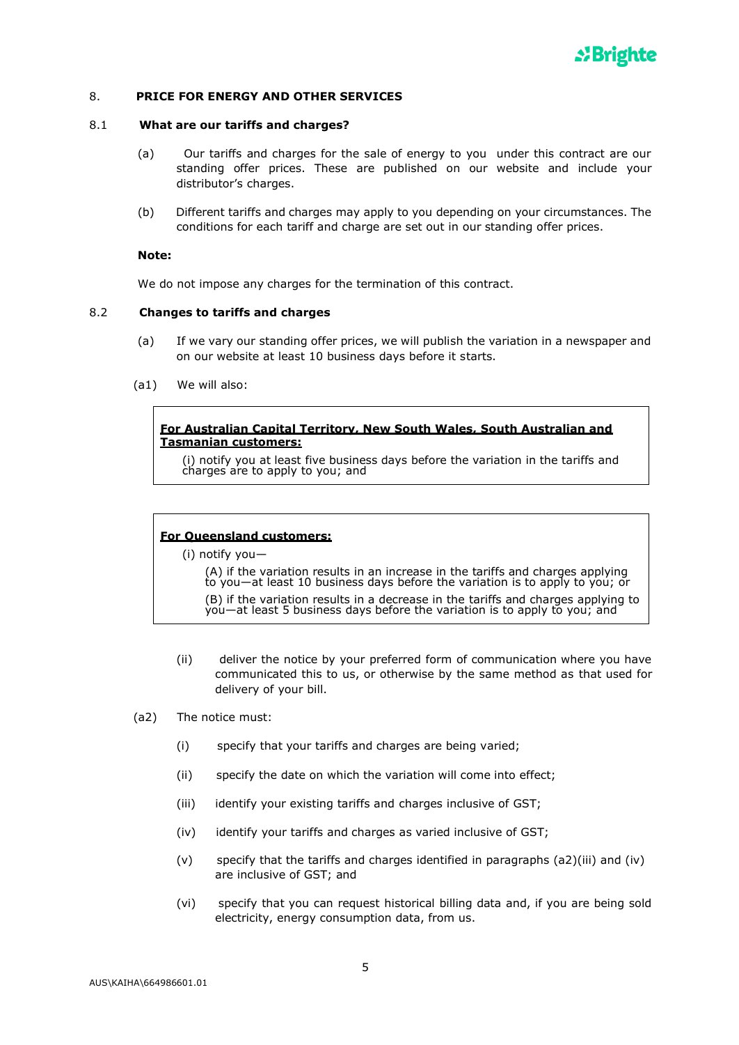## 8. PRICE FOR ENERGY AND OTHER SERVICES

### 8.1 What are our tariffs and charges?

(a) Our tariffs and charges for the sale of energy to you under this contract are our standing offer prices. These are published on our website and include your distributor's charges.

(b) Different tariffs and charges may apply to you depending on your circumstances. The conditions for each tariff and charge are set out in our standing offer prices.

**Note:**

We do not impose any charges for the termination of this contract.

### 8.2 Changes to tariffs and charges

(a) If we vary our standing offer prices, we will publish the variation in a newspaper and on our website at least 10 business days before it starts.

(a1) We will also:

> **For Australian Capital Territory, New South Wales, South Australian and Tasmanian customers:**
>
> (i) notify you at least five business days before the variation in the tariffs and charges are to apply to you; and

> **For Queensland customers:**
>
> (i) notify you—
>
> (A) if the variation results in an increase in the tariffs and charges applying to you—at least 10 business days before the variation is to apply to you; or
>
> (B) if the variation results in a decrease in the tariffs and charges applying to you—at least 5 business days before the variation is to apply to you; and

(ii) deliver the notice by your preferred form of communication where you have communicated this to us, or otherwise by the same method as that used for delivery of your bill.

(a2) The notice must:

(i) specify that your tariffs and charges are being varied;

(ii) specify the date on which the variation will come into effect;

(iii) identify your existing tariffs and charges inclusive of GST;

(iv) identify your tariffs and charges as varied inclusive of GST;

(v) specify that the tariffs and charges identified in paragraphs (a2)(iii) and (iv) are inclusive of GST; and

(vi) specify that you can request historical billing data and, if you are being sold electricity, energy consumption data, from us.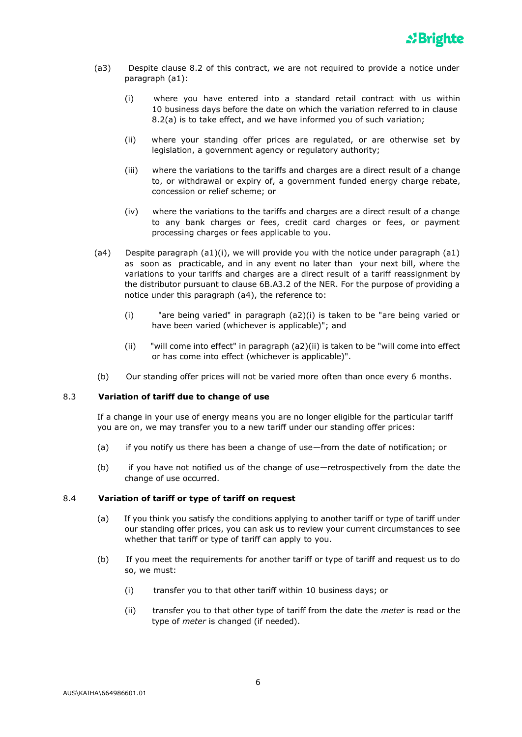(a3) Despite clause 8.2 of this contract, we are not required to provide a notice under paragraph (a1):

(i) where you have entered into a standard retail contract with us within 10 business days before the date on which the variation referred to in clause 8.2(a) is to take effect, and we have informed you of such variation;

(ii) where your standing offer prices are regulated, or are otherwise set by legislation, a government agency or regulatory authority;

(iii) where the variations to the tariffs and charges are a direct result of a change to, or withdrawal or expiry of, a government funded energy charge rebate, concession or relief scheme; or

(iv) where the variations to the tariffs and charges are a direct result of a change to any bank charges or fees, credit card charges or fees, or payment processing charges or fees applicable to you.

(a4) Despite paragraph (a1)(i), we will provide you with the notice under paragraph (a1) as soon as practicable, and in any event no later than your next bill, where the variations to your tariffs and charges are a direct result of a tariff reassignment by the distributor pursuant to clause 6B.A3.2 of the NER. For the purpose of providing a notice under this paragraph (a4), the reference to:

(i) "are being varied" in paragraph (a2)(i) is taken to be "are being varied or have been varied (whichever is applicable)"; and

(ii) "will come into effect" in paragraph (a2)(ii) is taken to be "will come into effect or has come into effect (whichever is applicable)".

(b) Our standing offer prices will not be varied more often than once every 6 months.

### 8.3 Variation of tariff due to change of use

If a change in your use of energy means you are no longer eligible for the particular tariff you are on, we may transfer you to a new tariff under our standing offer prices:

(a) if you notify us there has been a change of use—from the date of notification; or

(b) if you have not notified us of the change of use—retrospectively from the date the change of use occurred.

### 8.4 Variation of tariff or type of tariff on request

(a) If you think you satisfy the conditions applying to another tariff or type of tariff under our standing offer prices, you can ask us to review your current circumstances to see whether that tariff or type of tariff can apply to you.

(b) If you meet the requirements for another tariff or type of tariff and request us to do so, we must:

(i) transfer you to that other tariff within 10 business days; or

(ii) transfer you to that other type of tariff from the date the *meter* is read or the type of *meter* is changed (if needed).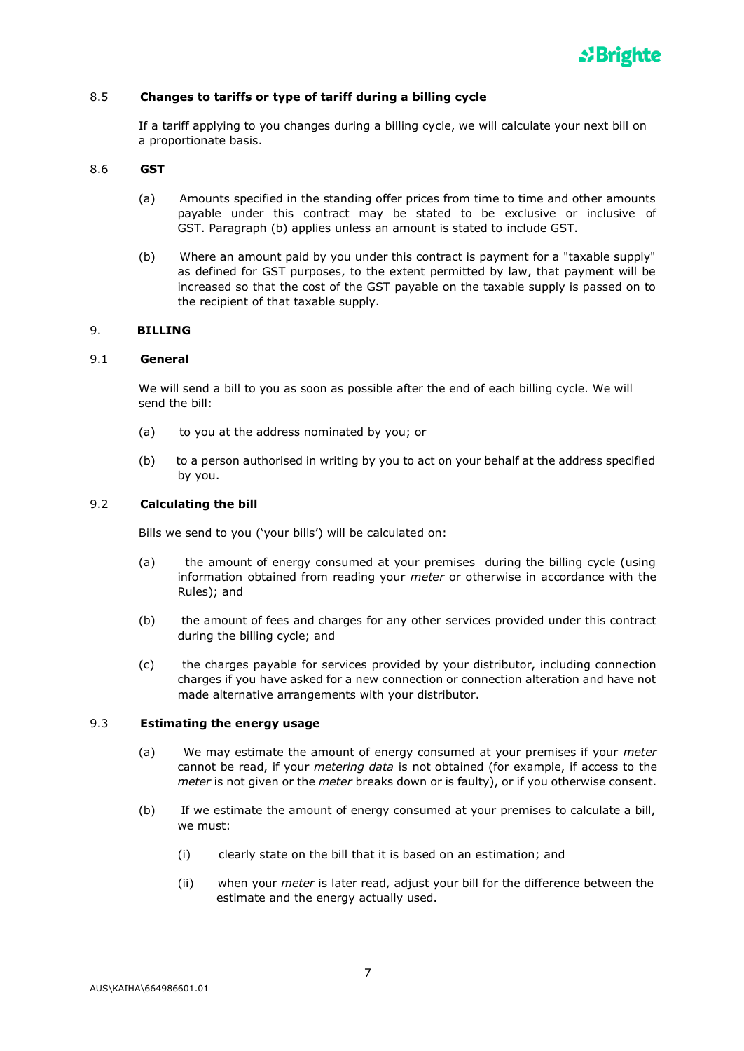### 8.5 Changes to tariffs or type of tariff during a billing cycle

If a tariff applying to you changes during a billing cycle, we will calculate your next bill on a proportionate basis.

### 8.6 GST

(a) Amounts specified in the standing offer prices from time to time and other amounts payable under this contract may be stated to be exclusive or inclusive of GST. Paragraph (b) applies unless an amount is stated to include GST.

(b) Where an amount paid by you under this contract is payment for a "taxable supply" as defined for GST purposes, to the extent permitted by law, that payment will be increased so that the cost of the GST payable on the taxable supply is passed on to the recipient of that taxable supply.

## 9. BILLING

### 9.1 General

We will send a bill to you as soon as possible after the end of each billing cycle. We will send the bill:

(a) to you at the address nominated by you; or

(b) to a person authorised in writing by you to act on your behalf at the address specified by you.

### 9.2 Calculating the bill

Bills we send to you ('your bills') will be calculated on:

(a) the amount of energy consumed at your premises during the billing cycle (using information obtained from reading your *meter* or otherwise in accordance with the Rules); and

(b) the amount of fees and charges for any other services provided under this contract during the billing cycle; and

(c) the charges payable for services provided by your distributor, including connection charges if you have asked for a new connection or connection alteration and have not made alternative arrangements with your distributor.

### 9.3 Estimating the energy usage

(a) We may estimate the amount of energy consumed at your premises if your *meter* cannot be read, if your *metering data* is not obtained (for example, if access to the *meter* is not given or the *meter* breaks down or is faulty), or if you otherwise consent.

(b) If we estimate the amount of energy consumed at your premises to calculate a bill, we must:

(i) clearly state on the bill that it is based on an estimation; and

(ii) when your *meter* is later read, adjust your bill for the difference between the estimate and the energy actually used.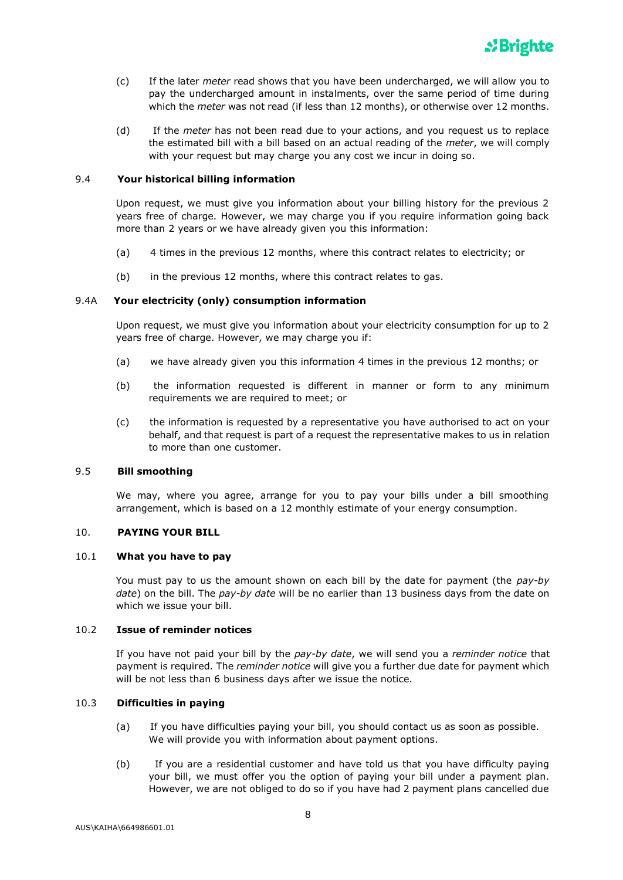(c) If the later *meter* read shows that you have been undercharged, we will allow you to pay the undercharged amount in instalments, over the same period of time during which the *meter* was not read (if less than 12 months), or otherwise over 12 months.

(d) If the *meter* has not been read due to your actions, and you request us to replace the estimated bill with a bill based on an actual reading of the *meter*, we will comply with your request but may charge you any cost we incur in doing so.

### 9.4 Your historical billing information

Upon request, we must give you information about your billing history for the previous 2 years free of charge. However, we may charge you if you require information going back more than 2 years or we have already given you this information:

(a) 4 times in the previous 12 months, where this contract relates to electricity; or

(b) in the previous 12 months, where this contract relates to gas.

### 9.4A Your electricity (only) consumption information

Upon request, we must give you information about your electricity consumption for up to 2 years free of charge. However, we may charge you if:

(a) we have already given you this information 4 times in the previous 12 months; or

(b) the information requested is different in manner or form to any minimum requirements we are required to meet; or

(c) the information is requested by a representative you have authorised to act on your behalf, and that request is part of a request the representative makes to us in relation to more than one customer.

### 9.5 Bill smoothing

We may, where you agree, arrange for you to pay your bills under a bill smoothing arrangement, which is based on a 12 monthly estimate of your energy consumption.

## 10. PAYING YOUR BILL

### 10.1 What you have to pay

You must pay to us the amount shown on each bill by the date for payment (the *pay-by date*) on the bill. The *pay-by date* will be no earlier than 13 business days from the date on which we issue your bill.

### 10.2 Issue of reminder notices

If you have not paid your bill by the *pay-by date*, we will send you a *reminder notice* that payment is required. The *reminder notice* will give you a further due date for payment which will be not less than 6 business days after we issue the notice.

### 10.3 Difficulties in paying

(a) If you have difficulties paying your bill, you should contact us as soon as possible. We will provide you with information about payment options.

(b) If you are a residential customer and have told us that you have difficulty paying your bill, we must offer you the option of paying your bill under a payment plan. However, we are not obliged to do so if you have had 2 payment plans cancelled due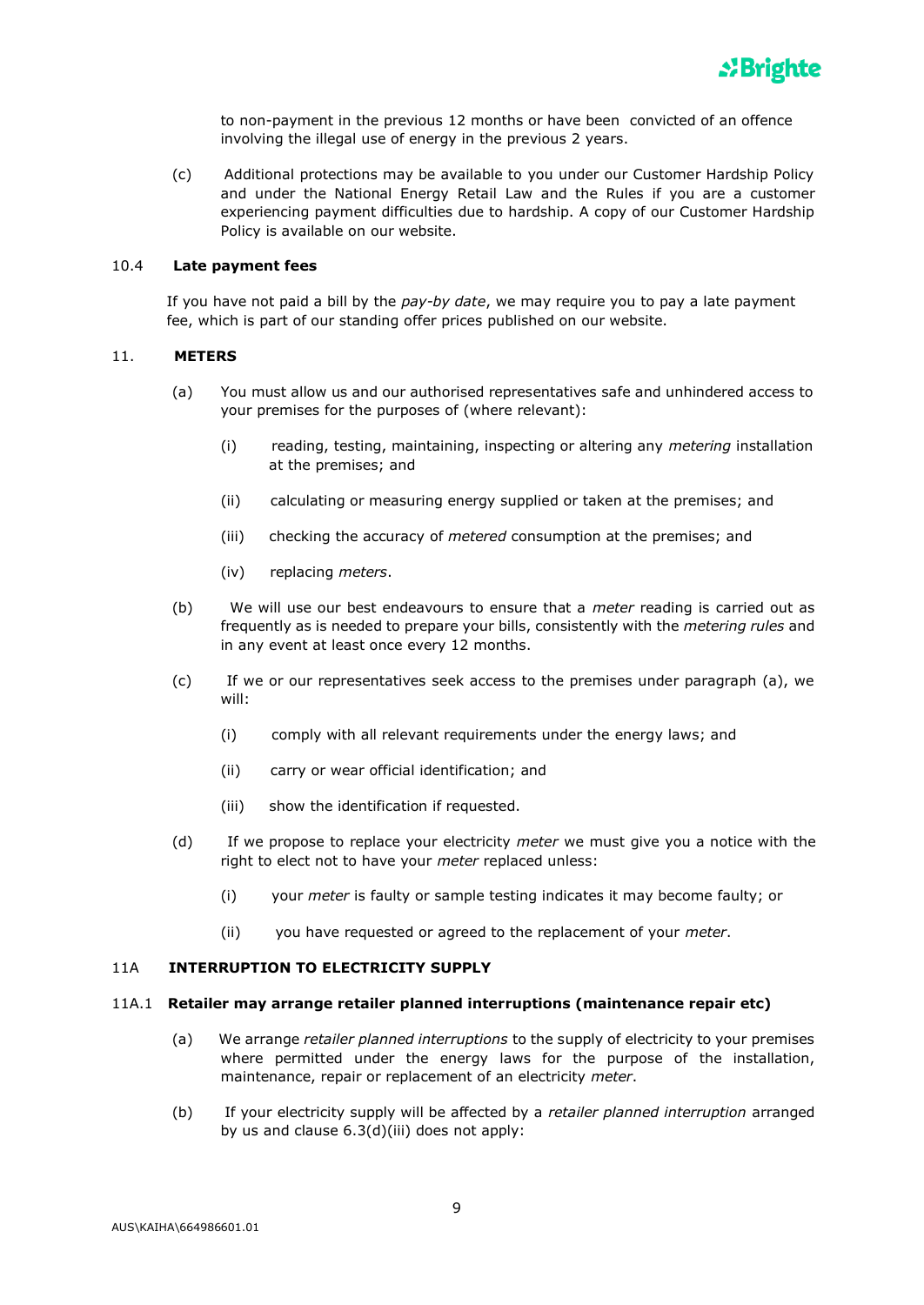to non-payment in the previous 12 months or have been convicted of an offence involving the illegal use of energy in the previous 2 years.

(c) Additional protections may be available to you under our Customer Hardship Policy and under the National Energy Retail Law and the Rules if you are a customer experiencing payment difficulties due to hardship. A copy of our Customer Hardship Policy is available on our website.

### 10.4 Late payment fees

If you have not paid a bill by the *pay-by date*, we may require you to pay a late payment fee, which is part of our standing offer prices published on our website.

## 11. METERS

(a) You must allow us and our authorised representatives safe and unhindered access to your premises for the purposes of (where relevant):

(i) reading, testing, maintaining, inspecting or altering any *metering* installation at the premises; and

(ii) calculating or measuring energy supplied or taken at the premises; and

(iii) checking the accuracy of *metered* consumption at the premises; and

(iv) replacing *meters*.

(b) We will use our best endeavours to ensure that a *meter* reading is carried out as frequently as is needed to prepare your bills, consistently with the *metering rules* and in any event at least once every 12 months.

(c) If we or our representatives seek access to the premises under paragraph (a), we will:

(i) comply with all relevant requirements under the energy laws; and

(ii) carry or wear official identification; and

(iii) show the identification if requested.

(d) If we propose to replace your electricity *meter* we must give you a notice with the right to elect not to have your *meter* replaced unless:

(i) your *meter* is faulty or sample testing indicates it may become faulty; or

(ii) you have requested or agreed to the replacement of your *meter*.

## 11A INTERRUPTION TO ELECTRICITY SUPPLY

### 11A.1 Retailer may arrange retailer planned interruptions (maintenance repair etc)

(a) We arrange *retailer planned interruptions* to the supply of electricity to your premises where permitted under the energy laws for the purpose of the installation, maintenance, repair or replacement of an electricity *meter*.

(b) If your electricity supply will be affected by a *retailer planned interruption* arranged by us and clause 6.3(d)(iii) does not apply: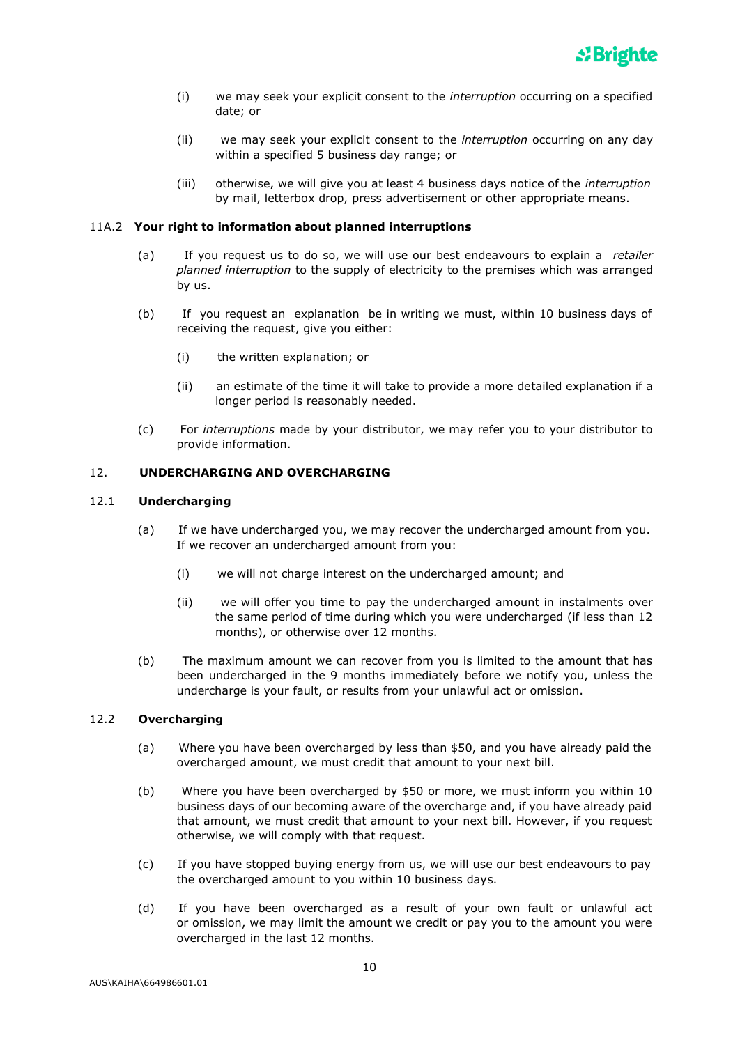(i) we may seek your explicit consent to the *interruption* occurring on a specified date; or

(ii) we may seek your explicit consent to the *interruption* occurring on any day within a specified 5 business day range; or

(iii) otherwise, we will give you at least 4 business days notice of the *interruption* by mail, letterbox drop, press advertisement or other appropriate means.

### 11A.2 Your right to information about planned interruptions

(a) If you request us to do so, we will use our best endeavours to explain a *retailer planned interruption* to the supply of electricity to the premises which was arranged by us.

(b) If you request an explanation be in writing we must, within 10 business days of receiving the request, give you either:

(i) the written explanation; or

(ii) an estimate of the time it will take to provide a more detailed explanation if a longer period is reasonably needed.

(c) For *interruptions* made by your distributor, we may refer you to your distributor to provide information.

## 12. UNDERCHARGING AND OVERCHARGING

### 12.1 Undercharging

(a) If we have undercharged you, we may recover the undercharged amount from you. If we recover an undercharged amount from you:

(i) we will not charge interest on the undercharged amount; and

(ii) we will offer you time to pay the undercharged amount in instalments over the same period of time during which you were undercharged (if less than 12 months), or otherwise over 12 months.

(b) The maximum amount we can recover from you is limited to the amount that has been undercharged in the 9 months immediately before we notify you, unless the undercharge is your fault, or results from your unlawful act or omission.

### 12.2 Overcharging

(a) Where you have been overcharged by less than $50, and you have already paid the overcharged amount, we must credit that amount to your next bill.

(b) Where you have been overcharged by $50 or more, we must inform you within 10 business days of our becoming aware of the overcharge and, if you have already paid that amount, we must credit that amount to your next bill. However, if you request otherwise, we will comply with that request.

(c) If you have stopped buying energy from us, we will use our best endeavours to pay the overcharged amount to you within 10 business days.

(d) If you have been overcharged as a result of your own fault or unlawful act or omission, we may limit the amount we credit or pay you to the amount you were overcharged in the last 12 months.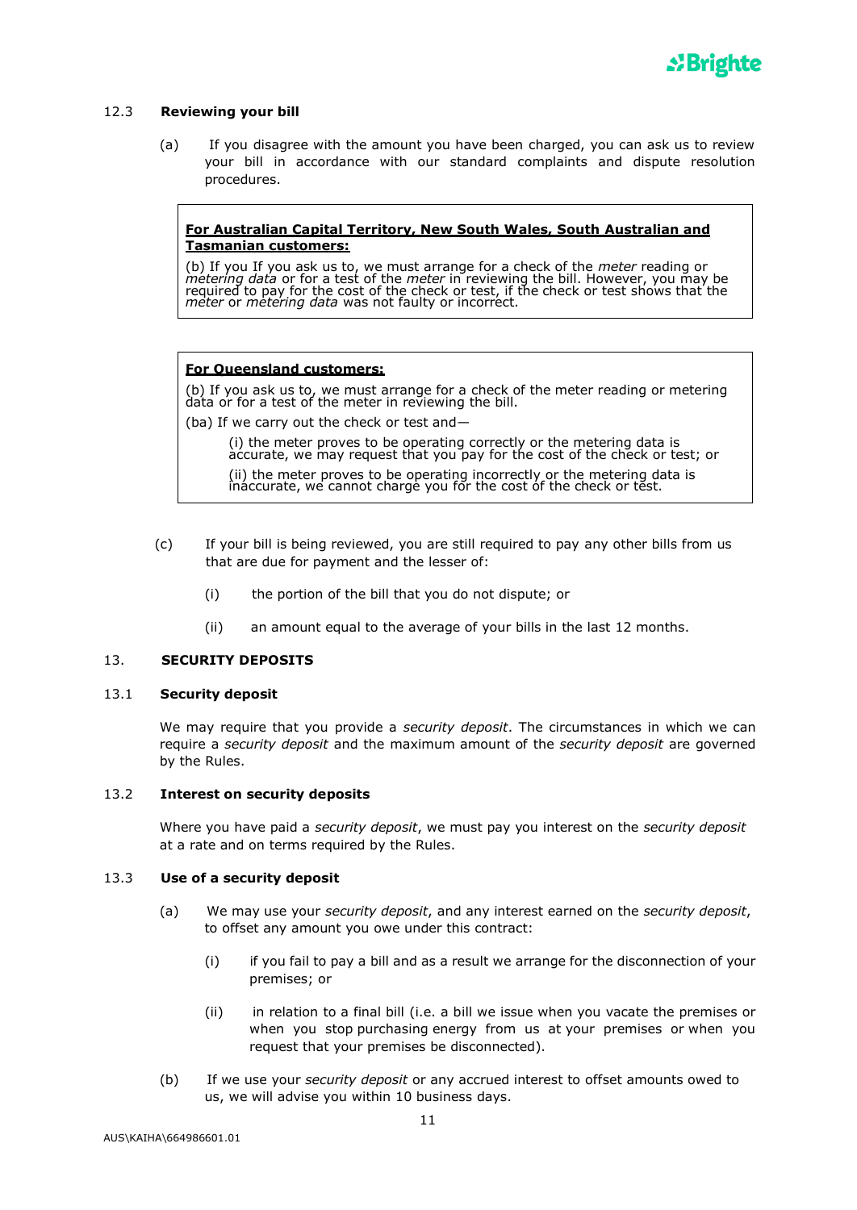### 12.3 Reviewing your bill

(a) If you disagree with the amount you have been charged, you can ask us to review your bill in accordance with our standard complaints and dispute resolution procedures.

> **For Australian Capital Territory, New South Wales, South Australian and Tasmanian customers:**
>
> (b) If you If you ask us to, we must arrange for a check of the *meter* reading or *metering data* or for a test of the *meter* in reviewing the bill. However, you may be required to pay for the cost of the check or test, if the check or test shows that the *meter* or *metering data* was not faulty or incorrect.

> **For Queensland customers:**
>
> (b) If you ask us to, we must arrange for a check of the meter reading or metering data or for a test of the meter in reviewing the bill.
>
> (ba) If we carry out the check or test and—
>
> (i) the meter proves to be operating correctly or the metering data is accurate, we may request that you pay for the cost of the check or test; or
>
> (ii) the meter proves to be operating incorrectly or the metering data is inaccurate, we cannot charge you for the cost of the check or test.

(c) If your bill is being reviewed, you are still required to pay any other bills from us that are due for payment and the lesser of:

(i) the portion of the bill that you do not dispute; or

(ii) an amount equal to the average of your bills in the last 12 months.

## 13. SECURITY DEPOSITS

### 13.1 Security deposit

We may require that you provide a *security deposit*. The circumstances in which we can require a *security deposit* and the maximum amount of the *security deposit* are governed by the Rules.

### 13.2 Interest on security deposits

Where you have paid a *security deposit*, we must pay you interest on the *security deposit* at a rate and on terms required by the Rules.

### 13.3 Use of a security deposit

(a) We may use your *security deposit*, and any interest earned on the *security deposit*, to offset any amount you owe under this contract:

(i) if you fail to pay a bill and as a result we arrange for the disconnection of your premises; or

(ii) in relation to a final bill (i.e. a bill we issue when you vacate the premises or when you stop purchasing energy from us at your premises or when you request that your premises be disconnected).

(b) If we use your *security deposit* or any accrued interest to offset amounts owed to us, we will advise you within 10 business days.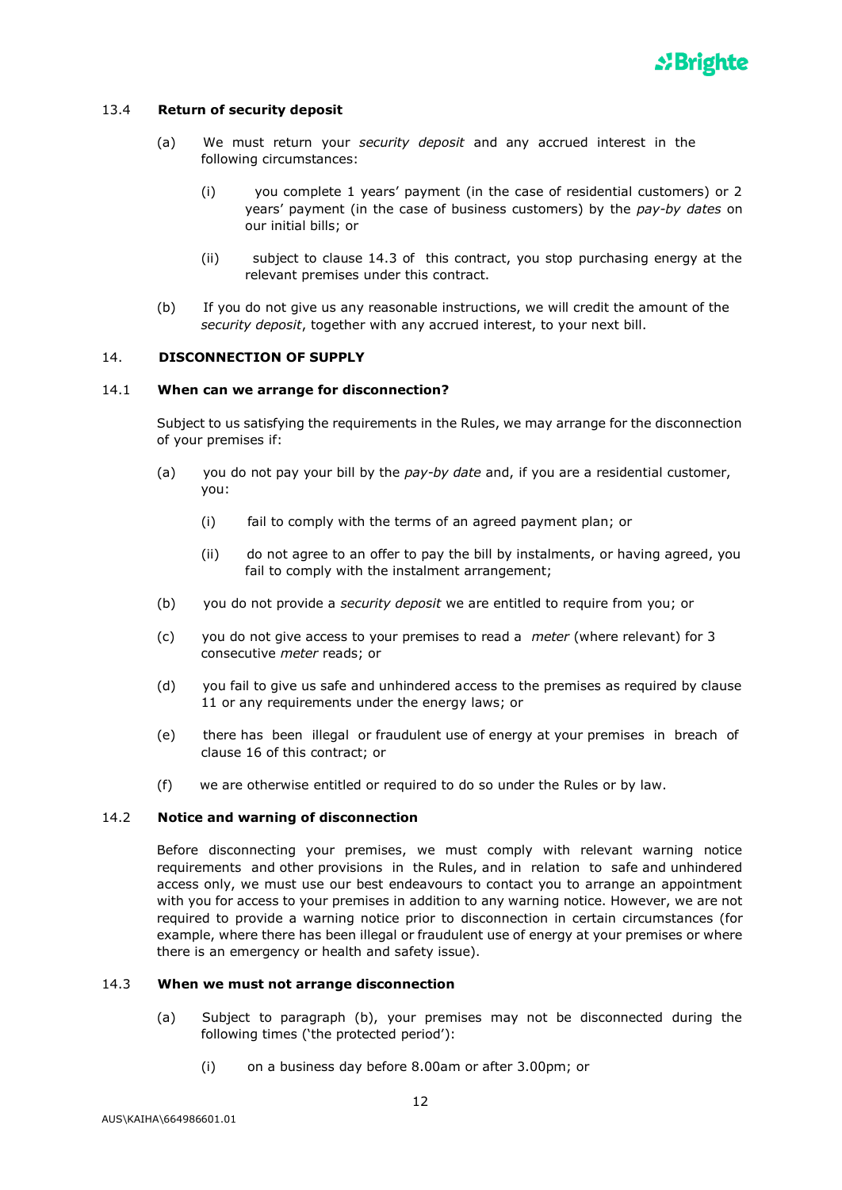### 13.4 **Return of security deposit**

(a) We must return your *security deposit* and any accrued interest in the following circumstances:

(i) you complete 1 years' payment (in the case of residential customers) or 2 years' payment (in the case of business customers) by the *pay-by dates* on our initial bills; or

(ii) subject to clause 14.3 of this contract, you stop purchasing energy at the relevant premises under this contract.

(b) If you do not give us any reasonable instructions, we will credit the amount of the *security deposit*, together with any accrued interest, to your next bill.

## 14. **DISCONNECTION OF SUPPLY**

### 14.1 **When can we arrange for disconnection?**

Subject to us satisfying the requirements in the Rules, we may arrange for the disconnection of your premises if:

(a) you do not pay your bill by the *pay-by date* and, if you are a residential customer, you:

(i) fail to comply with the terms of an agreed payment plan; or

(ii) do not agree to an offer to pay the bill by instalments, or having agreed, you fail to comply with the instalment arrangement;

(b) you do not provide a *security deposit* we are entitled to require from you; or

(c) you do not give access to your premises to read a *meter* (where relevant) for 3 consecutive *meter* reads; or

(d) you fail to give us safe and unhindered access to the premises as required by clause 11 or any requirements under the energy laws; or

(e) there has been illegal or fraudulent use of energy at your premises in breach of clause 16 of this contract; or

(f) we are otherwise entitled or required to do so under the Rules or by law.

### 14.2 **Notice and warning of disconnection**

Before disconnecting your premises, we must comply with relevant warning notice requirements and other provisions in the Rules, and in relation to safe and unhindered access only, we must use our best endeavours to contact you to arrange an appointment with you for access to your premises in addition to any warning notice. However, we are not required to provide a warning notice prior to disconnection in certain circumstances (for example, where there has been illegal or fraudulent use of energy at your premises or where there is an emergency or health and safety issue).

### 14.3 **When we must not arrange disconnection**

(a) Subject to paragraph (b), your premises may not be disconnected during the following times ('the protected period'):

(i) on a business day before 8.00am or after 3.00pm; or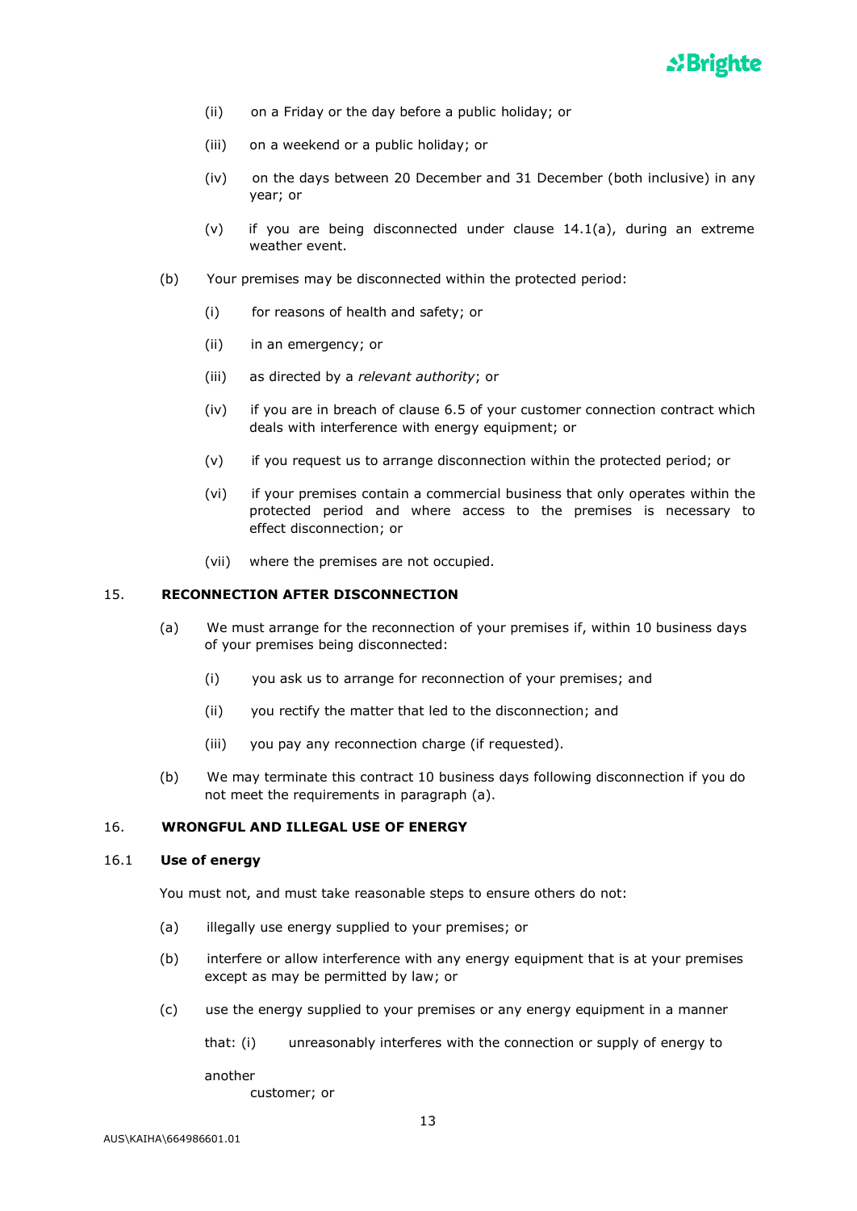(ii) on a Friday or the day before a public holiday; or

(iii) on a weekend or a public holiday; or

(iv) on the days between 20 December and 31 December (both inclusive) in any year; or

(v) if you are being disconnected under clause 14.1(a), during an extreme weather event.

(b) Your premises may be disconnected within the protected period:

(i) for reasons of health and safety; or

(ii) in an emergency; or

(iii) as directed by a *relevant authority*; or

(iv) if you are in breach of clause 6.5 of your customer connection contract which deals with interference with energy equipment; or

(v) if you request us to arrange disconnection within the protected period; or

(vi) if your premises contain a commercial business that only operates within the protected period and where access to the premises is necessary to effect disconnection; or

(vii) where the premises are not occupied.

## 15. RECONNECTION AFTER DISCONNECTION

(a) We must arrange for the reconnection of your premises if, within 10 business days of your premises being disconnected:

(i) you ask us to arrange for reconnection of your premises; and

(ii) you rectify the matter that led to the disconnection; and

(iii) you pay any reconnection charge (if requested).

(b) We may terminate this contract 10 business days following disconnection if you do not meet the requirements in paragraph (a).

## 16. WRONGFUL AND ILLEGAL USE OF ENERGY

### 16.1 Use of energy

You must not, and must take reasonable steps to ensure others do not:

(a) illegally use energy supplied to your premises; or

(b) interfere or allow interference with any energy equipment that is at your premises except as may be permitted by law; or

(c) use the energy supplied to your premises or any energy equipment in a manner that: (i) unreasonably interferes with the connection or supply of energy to another customer; or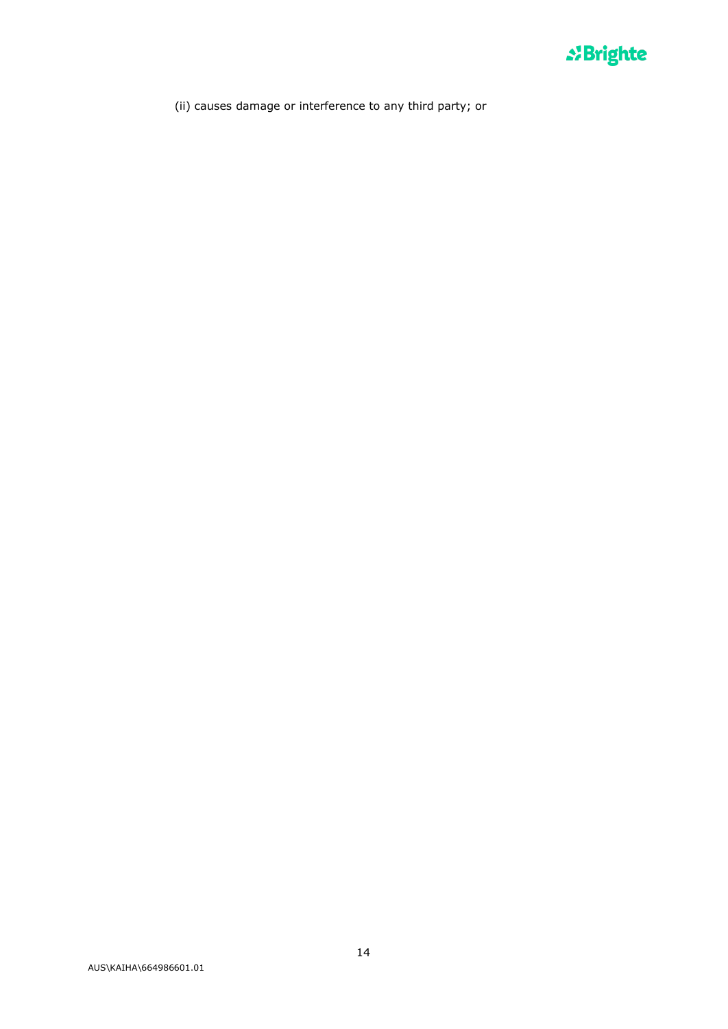(ii) causes damage or interference to any third party; or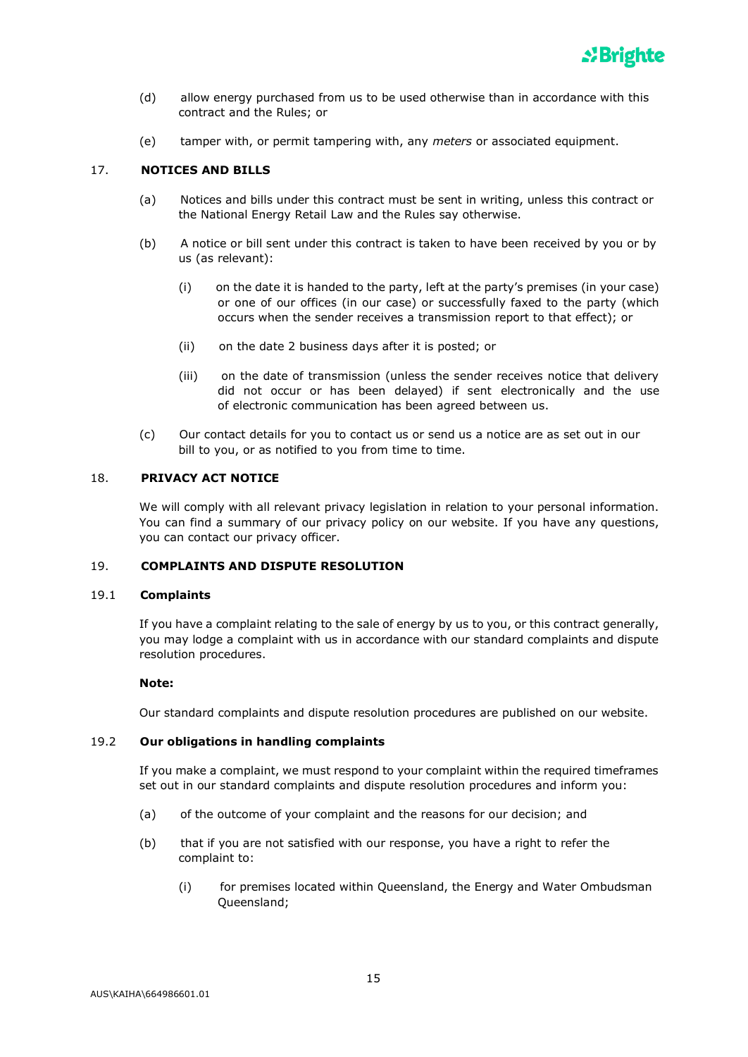(d) allow energy purchased from us to be used otherwise than in accordance with this contract and the Rules; or

(e) tamper with, or permit tampering with, any *meters* or associated equipment.

## 17. NOTICES AND BILLS

(a) Notices and bills under this contract must be sent in writing, unless this contract or the National Energy Retail Law and the Rules say otherwise.

(b) A notice or bill sent under this contract is taken to have been received by you or by us (as relevant):

   (i) on the date it is handed to the party, left at the party's premises (in your case) or one of our offices (in our case) or successfully faxed to the party (which occurs when the sender receives a transmission report to that effect); or

   (ii) on the date 2 business days after it is posted; or

   (iii) on the date of transmission (unless the sender receives notice that delivery did not occur or has been delayed) if sent electronically and the use of electronic communication has been agreed between us.

(c) Our contact details for you to contact us or send us a notice are as set out in our bill to you, or as notified to you from time to time.

## 18. PRIVACY ACT NOTICE

We will comply with all relevant privacy legislation in relation to your personal information. You can find a summary of our privacy policy on our website. If you have any questions, you can contact our privacy officer.

## 19. COMPLAINTS AND DISPUTE RESOLUTION

### 19.1 Complaints

If you have a complaint relating to the sale of energy by us to you, or this contract generally, you may lodge a complaint with us in accordance with our standard complaints and dispute resolution procedures.

**Note:**

Our standard complaints and dispute resolution procedures are published on our website.

### 19.2 Our obligations in handling complaints

If you make a complaint, we must respond to your complaint within the required timeframes set out in our standard complaints and dispute resolution procedures and inform you:

(a) of the outcome of your complaint and the reasons for our decision; and

(b) that if you are not satisfied with our response, you have a right to refer the complaint to:

   (i) for premises located within Queensland, the Energy and Water Ombudsman Queensland;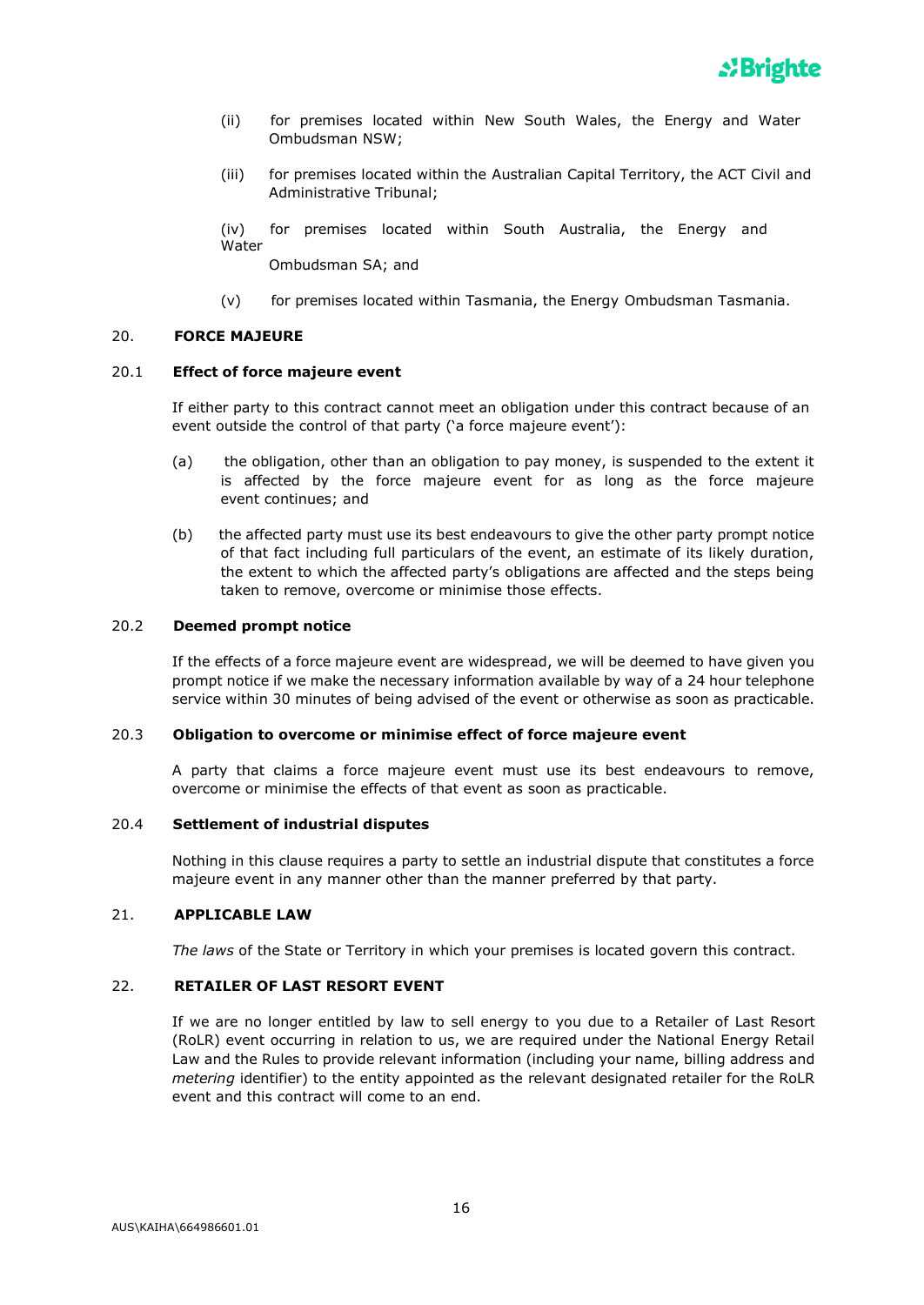(ii) for premises located within New South Wales, the Energy and Water Ombudsman NSW;

(iii) for premises located within the Australian Capital Territory, the ACT Civil and Administrative Tribunal;

(iv) for premises located within South Australia, the Energy and Water Ombudsman SA; and

(v) for premises located within Tasmania, the Energy Ombudsman Tasmania.

## 20. FORCE MAJEURE

### 20.1 Effect of force majeure event

If either party to this contract cannot meet an obligation under this contract because of an event outside the control of that party ('a force majeure event'):

(a) the obligation, other than an obligation to pay money, is suspended to the extent it is affected by the force majeure event for as long as the force majeure event continues; and

(b) the affected party must use its best endeavours to give the other party prompt notice of that fact including full particulars of the event, an estimate of its likely duration, the extent to which the affected party's obligations are affected and the steps being taken to remove, overcome or minimise those effects.

### 20.2 Deemed prompt notice

If the effects of a force majeure event are widespread, we will be deemed to have given you prompt notice if we make the necessary information available by way of a 24 hour telephone service within 30 minutes of being advised of the event or otherwise as soon as practicable.

### 20.3 Obligation to overcome or minimise effect of force majeure event

A party that claims a force majeure event must use its best endeavours to remove, overcome or minimise the effects of that event as soon as practicable.

### 20.4 Settlement of industrial disputes

Nothing in this clause requires a party to settle an industrial dispute that constitutes a force majeure event in any manner other than the manner preferred by that party.

## 21. APPLICABLE LAW

*The laws* of the State or Territory in which your premises is located govern this contract.

## 22. RETAILER OF LAST RESORT EVENT

If we are no longer entitled by law to sell energy to you due to a Retailer of Last Resort (RoLR) event occurring in relation to us, we are required under the National Energy Retail Law and the Rules to provide relevant information (including your name, billing address and *metering* identifier) to the entity appointed as the relevant designated retailer for the RoLR event and this contract will come to an end.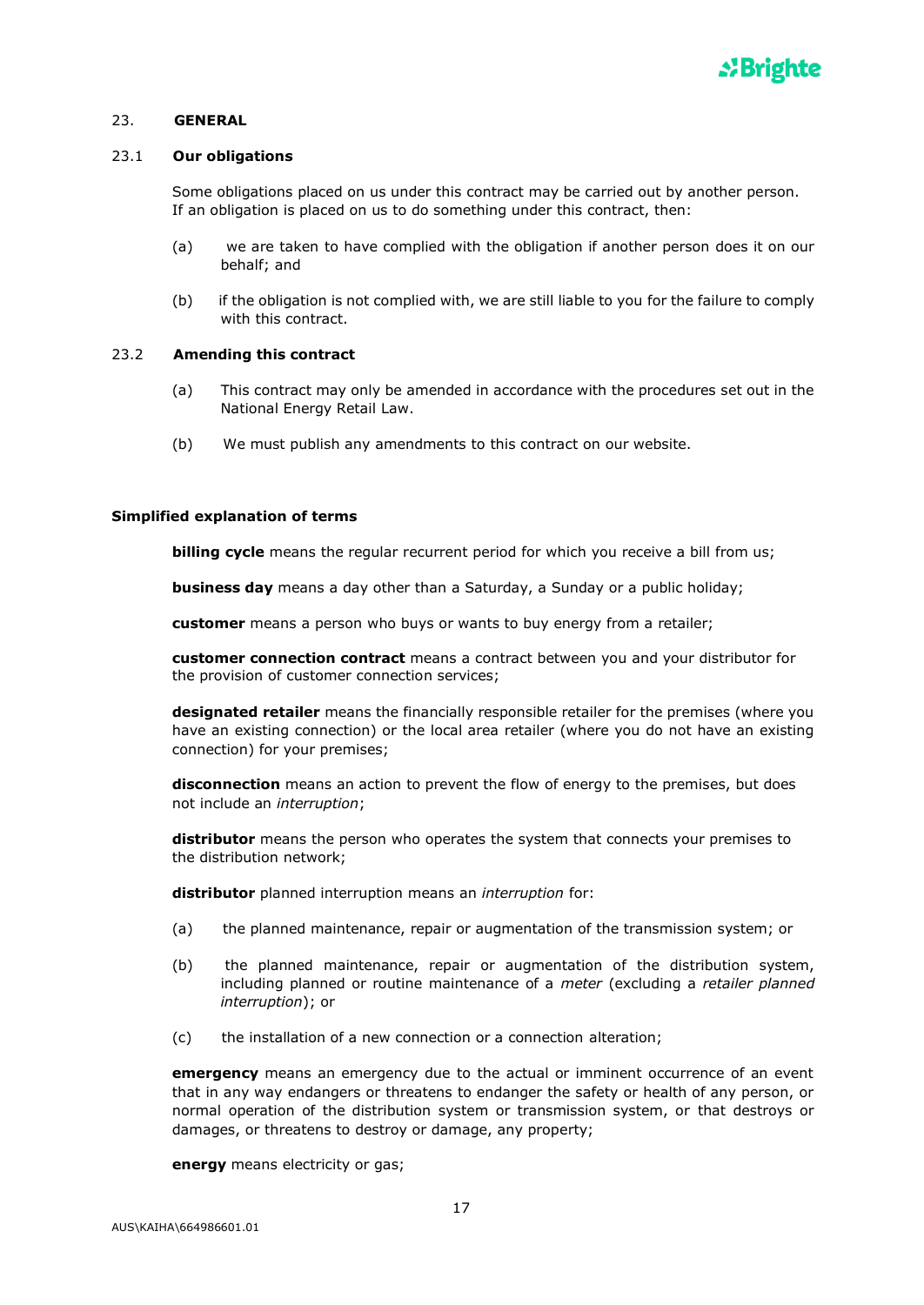## 23. GENERAL

### 23.1 Our obligations

Some obligations placed on us under this contract may be carried out by another person. If an obligation is placed on us to do something under this contract, then:

(a) we are taken to have complied with the obligation if another person does it on our behalf; and

(b) if the obligation is not complied with, we are still liable to you for the failure to comply with this contract.

### 23.2 Amending this contract

(a) This contract may only be amended in accordance with the procedures set out in the National Energy Retail Law.

(b) We must publish any amendments to this contract on our website.

## Simplified explanation of terms

**billing cycle** means the regular recurrent period for which you receive a bill from us;

**business day** means a day other than a Saturday, a Sunday or a public holiday;

**customer** means a person who buys or wants to buy energy from a retailer;

**customer connection contract** means a contract between you and your distributor for the provision of customer connection services;

**designated retailer** means the financially responsible retailer for the premises (where you have an existing connection) or the local area retailer (where you do not have an existing connection) for your premises;

**disconnection** means an action to prevent the flow of energy to the premises, but does not include an *interruption*;

**distributor** means the person who operates the system that connects your premises to the distribution network;

**distributor** planned interruption means an *interruption* for:

(a) the planned maintenance, repair or augmentation of the transmission system; or

(b) the planned maintenance, repair or augmentation of the distribution system, including planned or routine maintenance of a *meter* (excluding a *retailer planned interruption*); or

(c) the installation of a new connection or a connection alteration;

**emergency** means an emergency due to the actual or imminent occurrence of an event that in any way endangers or threatens to endanger the safety or health of any person, or normal operation of the distribution system or transmission system, or that destroys or damages, or threatens to destroy or damage, any property;

**energy** means electricity or gas;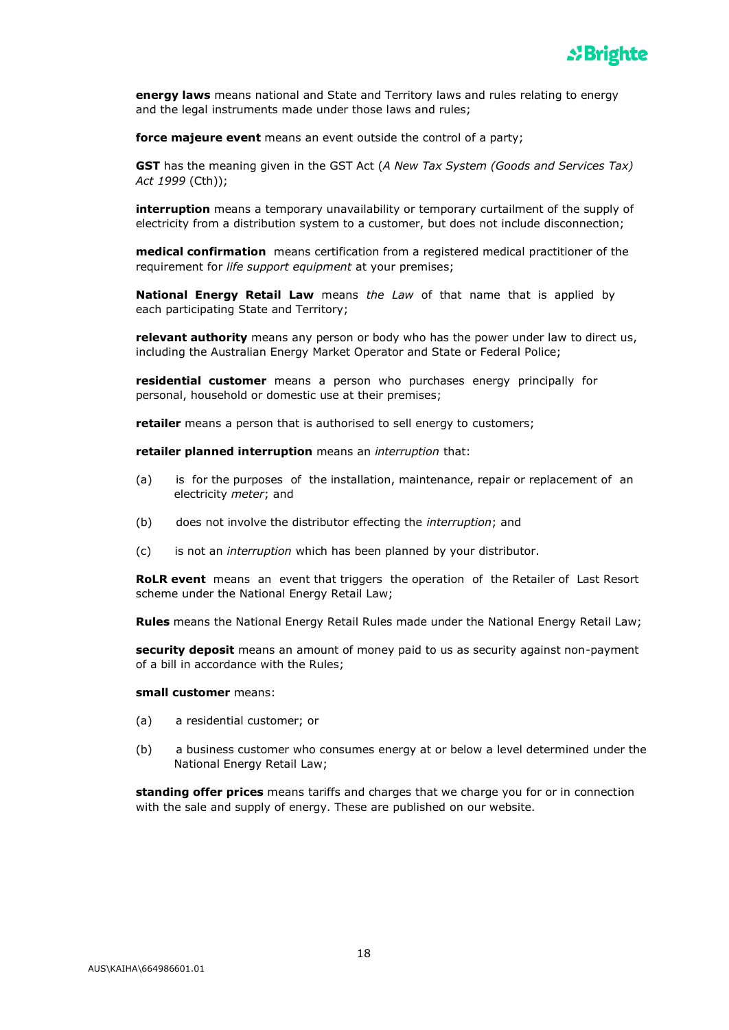**energy laws** means national and State and Territory laws and rules relating to energy and the legal instruments made under those laws and rules;

**force majeure event** means an event outside the control of a party;

**GST** has the meaning given in the GST Act (*A New Tax System (Goods and Services Tax) Act 1999* (Cth));

**interruption** means a temporary unavailability or temporary curtailment of the supply of electricity from a distribution system to a customer, but does not include disconnection;

**medical confirmation** means certification from a registered medical practitioner of the requirement for *life support equipment* at your premises;

**National Energy Retail Law** means *the Law* of that name that is applied by each participating State and Territory;

**relevant authority** means any person or body who has the power under law to direct us, including the Australian Energy Market Operator and State or Federal Police;

**residential customer** means a person who purchases energy principally for personal, household or domestic use at their premises;

**retailer** means a person that is authorised to sell energy to customers;

**retailer planned interruption** means an *interruption* that:

(a) is for the purposes of the installation, maintenance, repair or replacement of an electricity *meter*; and

(b) does not involve the distributor effecting the *interruption*; and

(c) is not an *interruption* which has been planned by your distributor.

**RoLR event** means an event that triggers the operation of the Retailer of Last Resort scheme under the National Energy Retail Law;

**Rules** means the National Energy Retail Rules made under the National Energy Retail Law;

**security deposit** means an amount of money paid to us as security against non-payment of a bill in accordance with the Rules;

**small customer** means:

(a) a residential customer; or

(b) a business customer who consumes energy at or below a level determined under the National Energy Retail Law;

**standing offer prices** means tariffs and charges that we charge you for or in connection with the sale and supply of energy. These are published on our website.